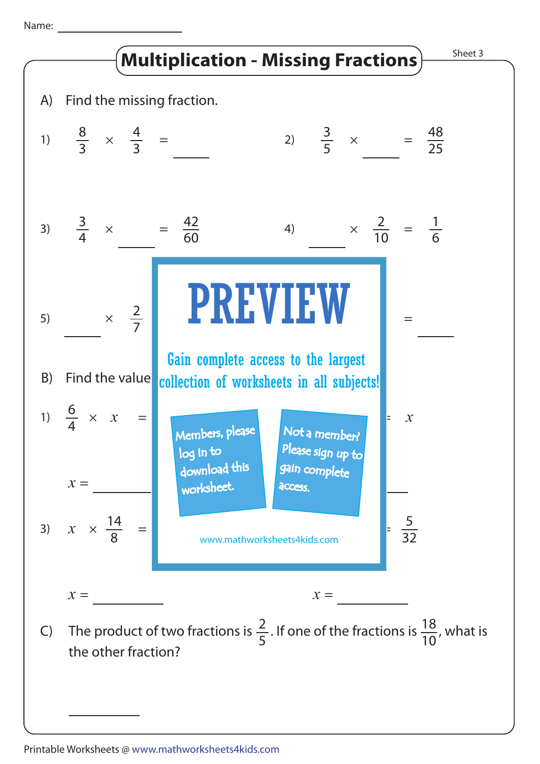Name: ________________

# Multiplication - Missing Fractions

Sheet 3

A) Find the missing fraction.

1) $\frac{8}{3} \times \frac{4}{3} =$ ______

2) $\frac{3}{5} \times$ ______ $= \frac{48}{25}$

3) $\frac{3}{4} \times$ ______ $= \frac{42}{60}$

4) ______ $\times \frac{2}{10} = \frac{1}{6}$

5) ______ $\times \frac{2}{7}$

= ______

PREVIEW

Gain complete access to the largest collection of worksheets in all subjects!

Members, please log in to download this worksheet.

Not a member? Please sign up to gain complete access.

www.mathworksheets4kids.com

B) Find the value

1) $\frac{6}{4} \times x$ =

= $x$

$x =$ ______

3) $x \times \frac{14}{8}$ =

= $\frac{5}{32}$

$x =$ ______

$x =$ ______

C) The product of two fractions is $\frac{2}{5}$. If one of the fractions is $\frac{18}{10}$, what is the other fraction?

______

Printable Worksheets @ www.mathworksheets4kids.com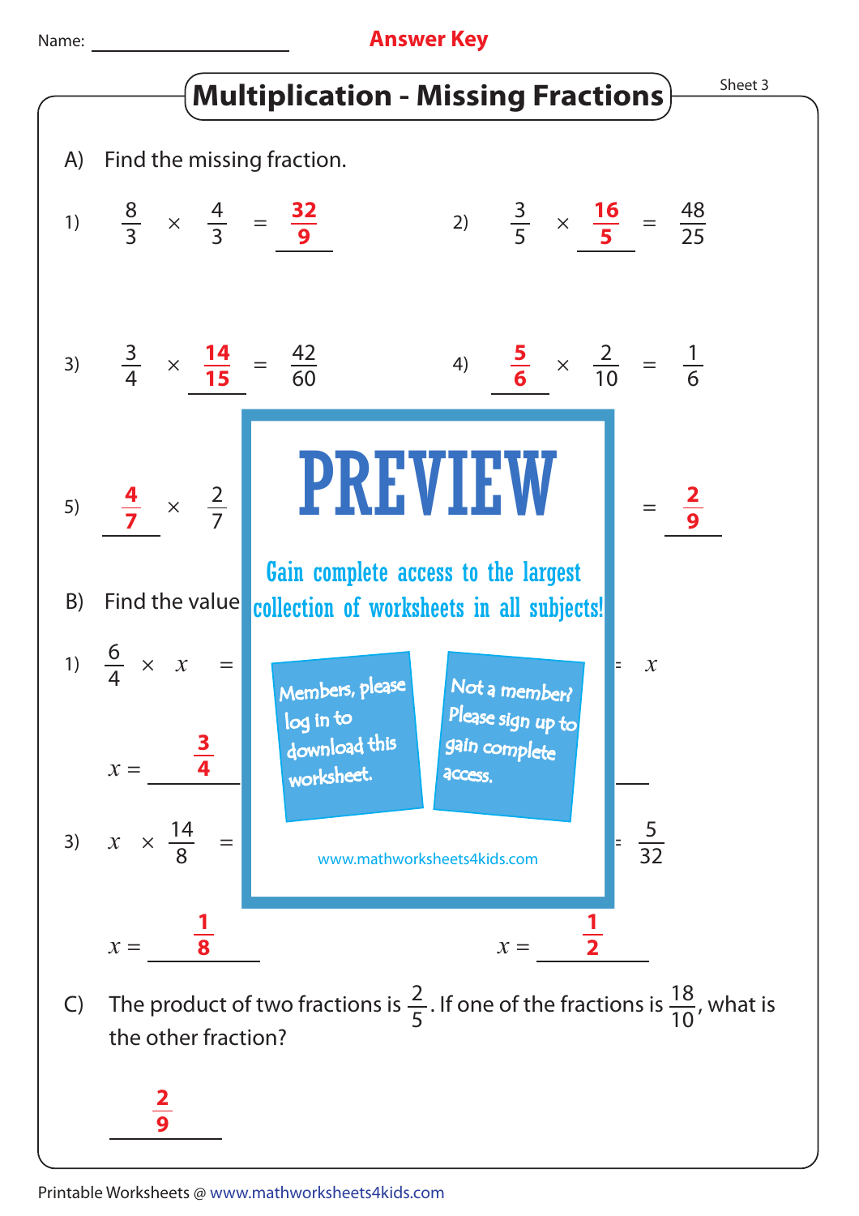Name: ____________ **Answer Key**

# Multiplication - Missing Fractions

Sheet 3

A) Find the missing fraction.

1) $\frac{8}{3} \times \frac{4}{3} = \frac{32}{9}$

2) $\frac{3}{5} \times \frac{16}{5} = \frac{48}{25}$

3) $\frac{3}{4} \times \frac{14}{15} = \frac{42}{60}$

4) $\frac{5}{6} \times \frac{2}{10} = \frac{1}{6}$

5) $\frac{4}{7} \times \frac{2}{7}$

= $\frac{2}{9}$

B) Find the value

1) $\frac{6}{4} \times x =$

$x = \frac{3}{4}$

= $x$

3) $x \times \frac{14}{8} =$

= $\frac{5}{32}$

$x = \frac{1}{8}$

$x = \frac{1}{2}$

PREVIEW

Gain complete access to the largest collection of worksheets in all subjects!

Members, please log in to download this worksheet.

Not a member? Please sign up to gain complete access.

www.mathworksheets4kids.com

C) The product of two fractions is $\frac{2}{5}$. If one of the fractions is $\frac{18}{10}$, what is the other fraction?

$\frac{2}{9}$

Printable Worksheets @ www.mathworksheets4kids.com